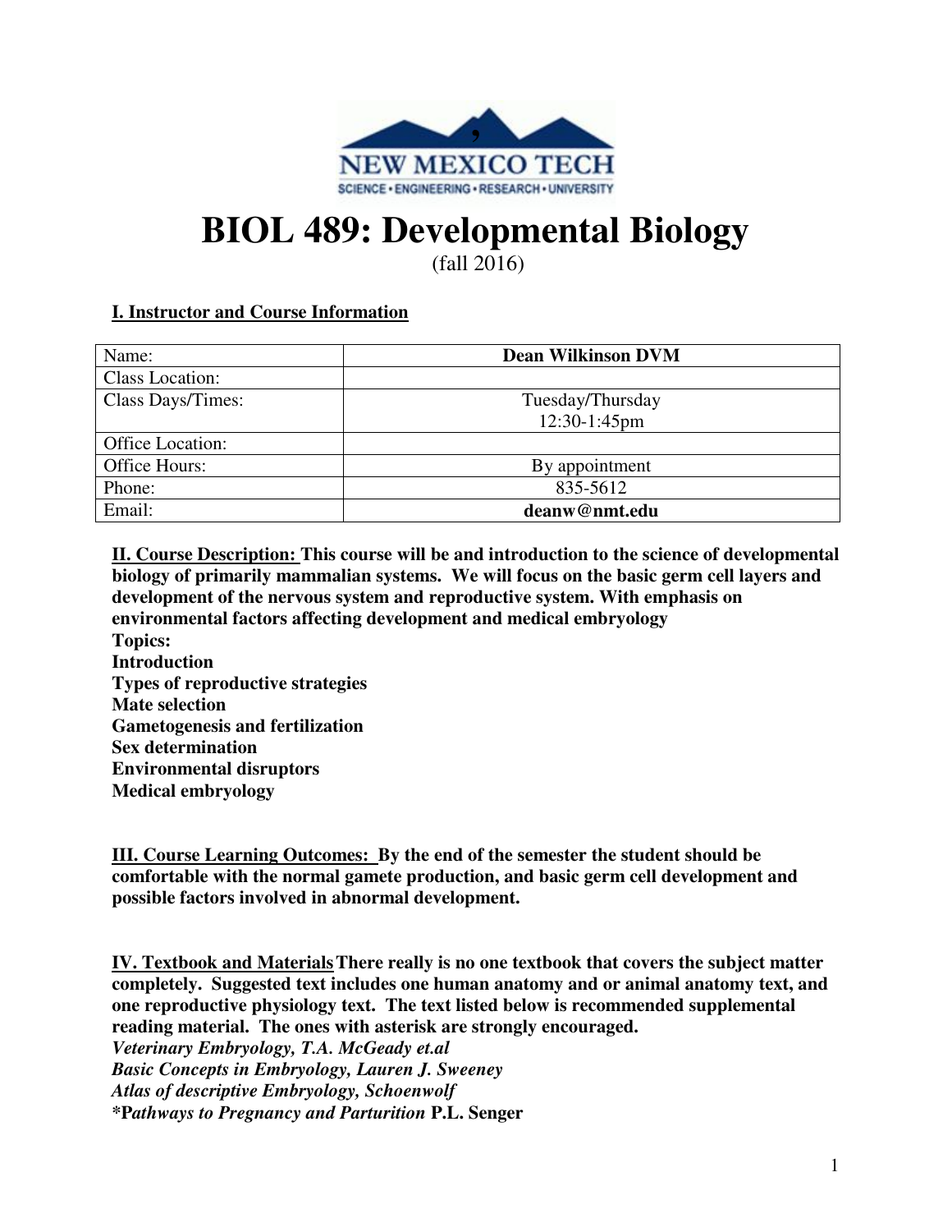NEW MEXICO TECH
SCIENCE • ENGINEERING • RESEARCH • UNIVERSITY

# BIOL 489: Developmental Biology

(fall 2016)

## I. Instructor and Course Information

| Name: | **Dean Wilkinson DVM** |
|---|---|
| Class Location: | |
| Class Days/Times: | Tuesday/Thursday 12:30-1:45pm |
| Office Location: | |
| Office Hours: | By appointment |
| Phone: | 835-5612 |
| Email: | **deanw@nmt.edu** |

**II. Course Description: This course will be and introduction to the science of developmental biology of primarily mammalian systems. We will focus on the basic germ cell layers and development of the nervous system and reproductive system. With emphasis on environmental factors affecting development and medical embryology**

**Topics:**
**Introduction**
**Types of reproductive strategies**
**Mate selection**
**Gametogenesis and fertilization**
**Sex determination**
**Environmental disruptors**
**Medical embryology**

**III. Course Learning Outcomes: By the end of the semester the student should be comfortable with the normal gamete production, and basic germ cell development and possible factors involved in abnormal development.**

**IV. Textbook and Materials There really is no one textbook that covers the subject matter completely. Suggested text includes one human anatomy and or animal anatomy text, and one reproductive physiology text. The text listed below is recommended supplemental reading material. The ones with asterisk are strongly encouraged.**

***Veterinary Embryology, T.A. McGeady et.al***
***Basic Concepts in Embryology, Lauren J. Sweeney***
***Atlas of descriptive Embryology, Schoenwolf***
**\*P*athways to Pregnancy and Parturition* P.L. Senger**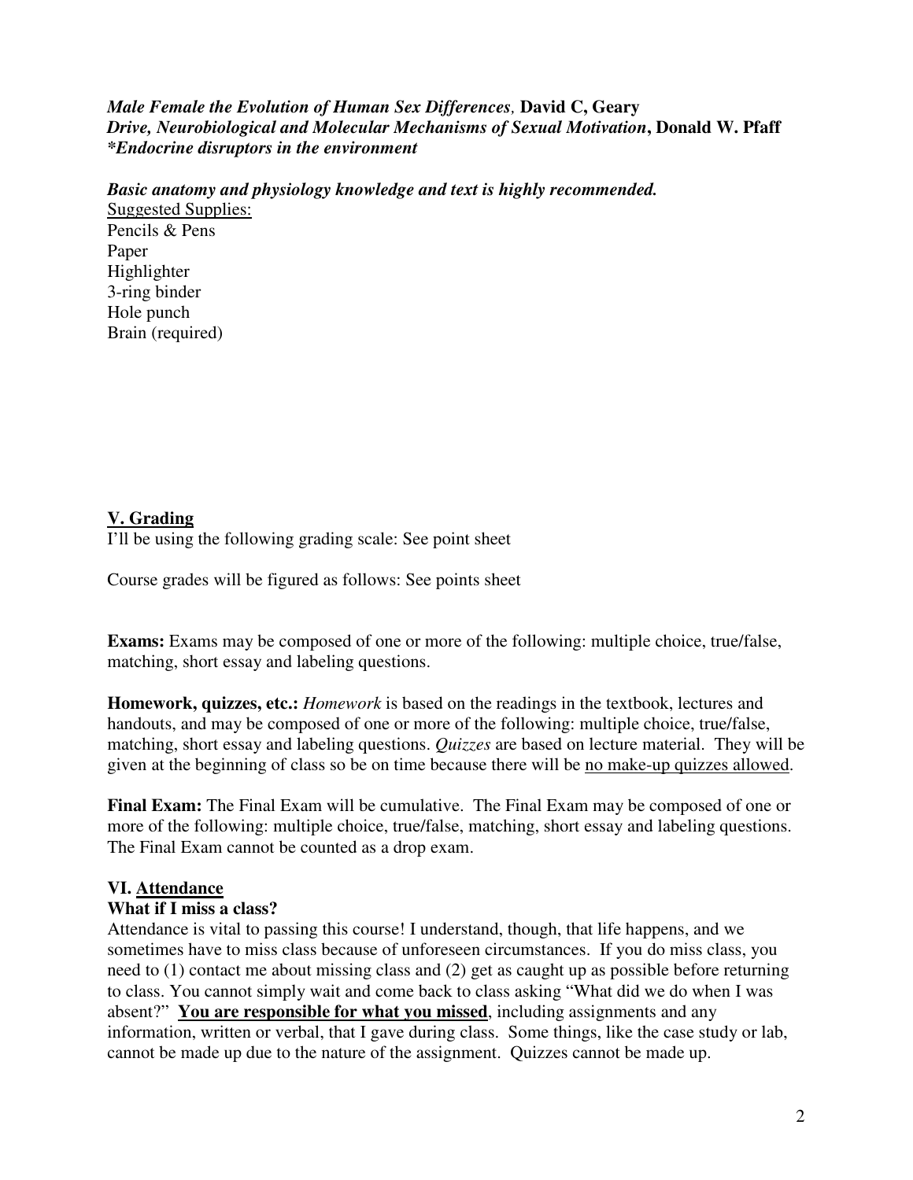***Male Female the Evolution of Human Sex Differences*, David C, Geary**
***Drive, Neurobiological and Molecular Mechanisms of Sexual Motivation*, Donald W. Pfaff**
***\*Endocrine disruptors in the environment***

***Basic anatomy and physiology knowledge and text is highly recommended.***

<u>Suggested Supplies:</u>
Pencils & Pens
Paper
Highlighter
3-ring binder
Hole punch
Brain (required)

## V. <u>Grading</u>

I'll be using the following grading scale: See point sheet

Course grades will be figured as follows: See points sheet

**Exams:** Exams may be composed of one or more of the following: multiple choice, true/false, matching, short essay and labeling questions.

**Homework, quizzes, etc.:** *Homework* is based on the readings in the textbook, lectures and handouts, and may be composed of one or more of the following: multiple choice, true/false, matching, short essay and labeling questions. *Quizzes* are based on lecture material. They will be given at the beginning of class so be on time because there will be <u>no make-up quizzes allowed</u>.

**Final Exam:** The Final Exam will be cumulative. The Final Exam may be composed of one or more of the following: multiple choice, true/false, matching, short essay and labeling questions. The Final Exam cannot be counted as a drop exam.

## VI. <u>Attendance</u>

### What if I miss a class?

Attendance is vital to passing this course! I understand, though, that life happens, and we sometimes have to miss class because of unforeseen circumstances. If you do miss class, you need to (1) contact me about missing class and (2) get as caught up as possible before returning to class. You cannot simply wait and come back to class asking "What did we do when I was absent?" **<u>You are responsible for what you missed</u>**, including assignments and any information, written or verbal, that I gave during class. Some things, like the case study or lab, cannot be made up due to the nature of the assignment. Quizzes cannot be made up.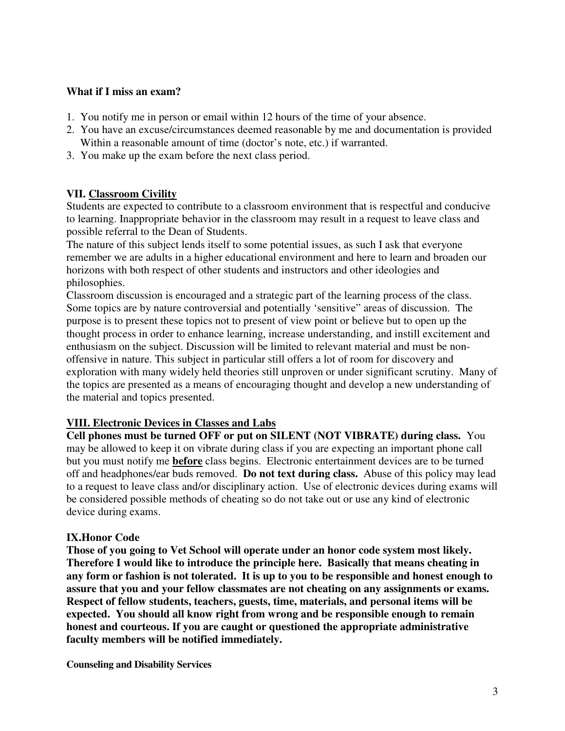**What if I miss an exam?**

1. You notify me in person or email within 12 hours of the time of your absence.
2. You have an excuse/circumstances deemed reasonable by me and documentation is provided Within a reasonable amount of time (doctor's note, etc.) if warranted.
3. You make up the exam before the next class period.

**VII. Classroom Civility**

Students are expected to contribute to a classroom environment that is respectful and conducive to learning. Inappropriate behavior in the classroom may result in a request to leave class and possible referral to the Dean of Students.

The nature of this subject lends itself to some potential issues, as such I ask that everyone remember we are adults in a higher educational environment and here to learn and broaden our horizons with both respect of other students and instructors and other ideologies and philosophies.

Classroom discussion is encouraged and a strategic part of the learning process of the class. Some topics are by nature controversial and potentially 'sensitive" areas of discussion. The purpose is to present these topics not to present of view point or believe but to open up the thought process in order to enhance learning, increase understanding, and instill excitement and enthusiasm on the subject. Discussion will be limited to relevant material and must be non-offensive in nature. This subject in particular still offers a lot of room for discovery and exploration with many widely held theories still unproven or under significant scrutiny. Many of the topics are presented as a means of encouraging thought and develop a new understanding of the material and topics presented.

**VIII. Electronic Devices in Classes and Labs**

**Cell phones must be turned OFF or put on SILENT (NOT VIBRATE) during class.** You may be allowed to keep it on vibrate during class if you are expecting an important phone call but you must notify me **before** class begins. Electronic entertainment devices are to be turned off and headphones/ear buds removed. **Do not text during class.** Abuse of this policy may lead to a request to leave class and/or disciplinary action. Use of electronic devices during exams will be considered possible methods of cheating so do not take out or use any kind of electronic device during exams.

**IX.Honor Code**

**Those of you going to Vet School will operate under an honor code system most likely. Therefore I would like to introduce the principle here. Basically that means cheating in any form or fashion is not tolerated. It is up to you to be responsible and honest enough to assure that you and your fellow classmates are not cheating on any assignments or exams. Respect of fellow students, teachers, guests, time, materials, and personal items will be expected. You should all know right from wrong and be responsible enough to remain honest and courteous. If you are caught or questioned the appropriate administrative faculty members will be notified immediately.**

**Counseling and Disability Services**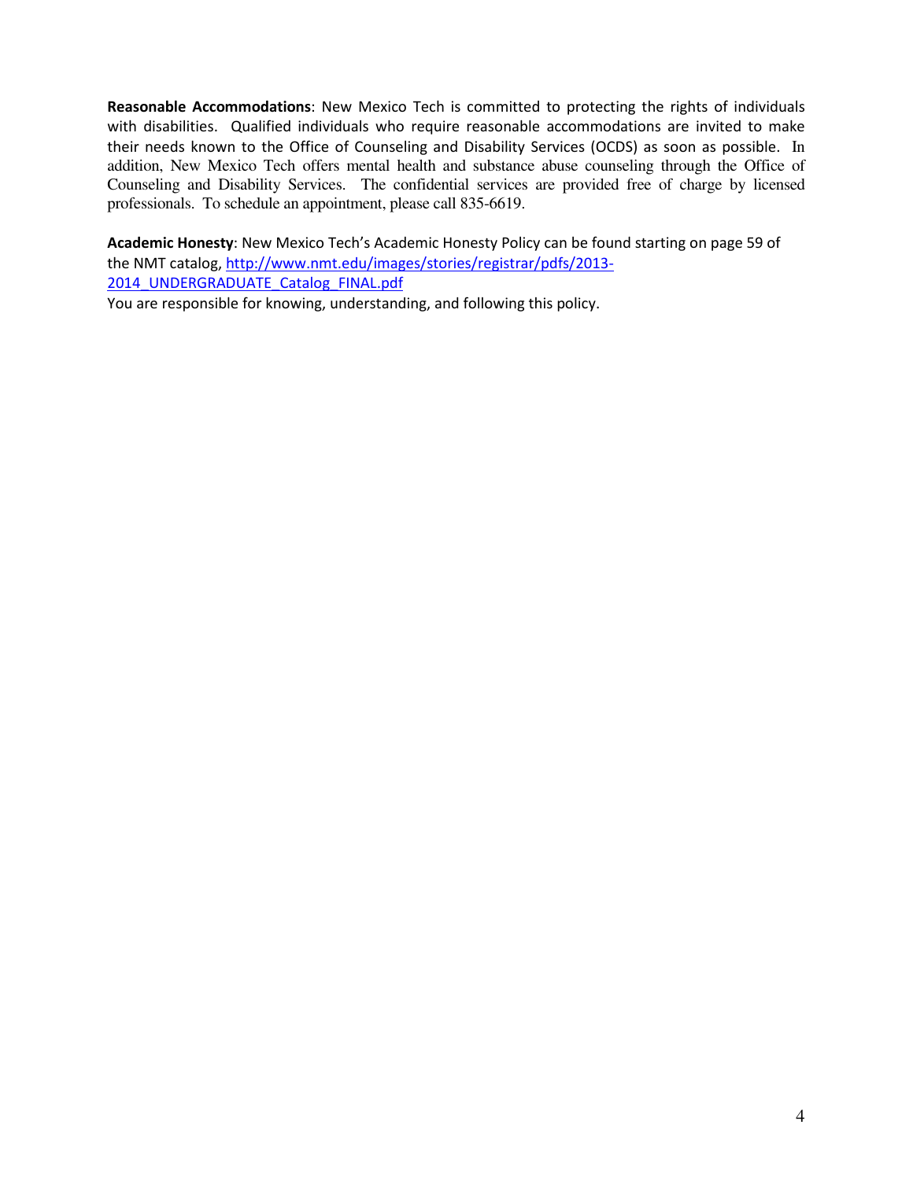**Reasonable Accommodations**: New Mexico Tech is committed to protecting the rights of individuals with disabilities. Qualified individuals who require reasonable accommodations are invited to make their needs known to the Office of Counseling and Disability Services (OCDS) as soon as possible. In addition, New Mexico Tech offers mental health and substance abuse counseling through the Office of Counseling and Disability Services. The confidential services are provided free of charge by licensed professionals. To schedule an appointment, please call 835-6619.

**Academic Honesty**: New Mexico Tech's Academic Honesty Policy can be found starting on page 59 of the NMT catalog, [http://www.nmt.edu/images/stories/registrar/pdfs/2013-2014_UNDERGRADUATE_Catalog_FINAL.pdf](http://www.nmt.edu/images/stories/registrar/pdfs/2013-2014_UNDERGRADUATE_Catalog_FINAL.pdf)
You are responsible for knowing, understanding, and following this policy.